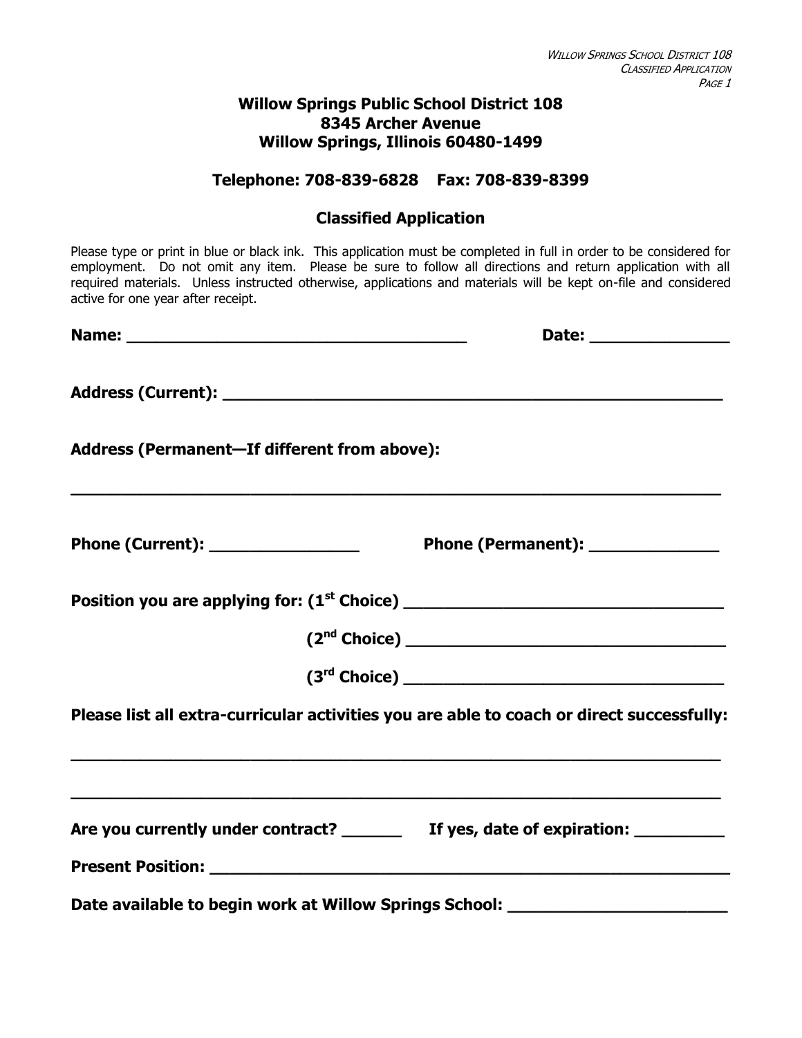# Willow Springs Public School District 108
## 8345 Archer Avenue
## Willow Springs, Illinois 60480-1499

### Telephone: 708-839-6828    Fax: 708-839-8399

### Classified Application

Please type or print in blue or black ink. This application must be completed in full in order to be considered for employment. Do not omit any item. Please be sure to follow all directions and return application with all required materials. Unless instructed otherwise, applications and materials will be kept on-file and considered active for one year after receipt.

**Name:** ____________________________________ **Date:** _______________

**Address (Current):** _______________________________________________________

**Address (Permanent—If different from above):**

_____________________________________________________________________

**Phone (Current):** ________________ **Phone (Permanent):** ______________

**Position you are applying for: (1st Choice)** _________________________________

**(2nd Choice)** _________________________________

**(3rd Choice)** _________________________________

**Please list all extra-curricular activities you are able to coach or direct successfully:**

_____________________________________________________________________

_____________________________________________________________________

**Are you currently under contract?** ______ **If yes, date of expiration:** _________

**Present Position:** _________________________________________________________

**Date available to begin work at Willow Springs School:** _______________________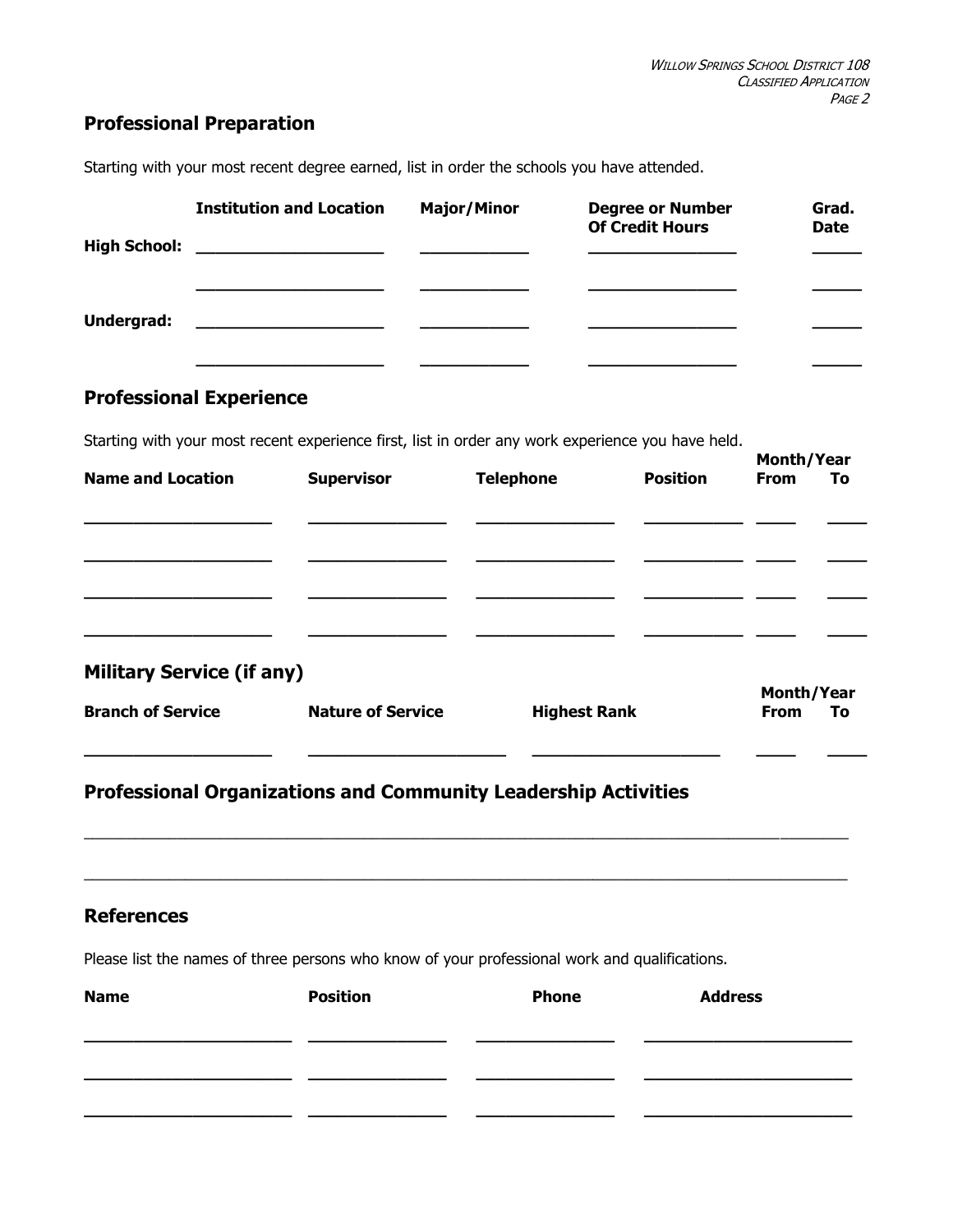## Professional Preparation

Starting with your most recent degree earned, list in order the schools you have attended.

| | Institution and Location | Major/Minor | Degree or Number Of Credit Hours | Grad. Date |
|---|---|---|---|---|
| **High School:** | | | | |
| | | | | |
| **Undergrad:** | | | | |
| | | | | |

## Professional Experience

Starting with your most recent experience first, list in order any work experience you have held.

| Name and Location | Supervisor | Telephone | Position | Month/Year From | To |
|---|---|---|---|---|---|
| | | | | | |
| | | | | | |
| | | | | | |
| | | | | | |

## Military Service (if any)

| Branch of Service | Nature of Service | Highest Rank | Month/Year From | To |
|---|---|---|---|---|
| | | | | |

## Professional Organizations and Community Leadership Activities

\_\_\_\_\_\_\_\_\_\_\_\_\_\_\_\_\_\_\_\_\_\_\_\_\_\_\_\_\_\_\_\_\_\_\_\_\_\_\_\_\_\_\_\_\_\_\_\_\_\_\_\_\_\_\_\_\_\_\_\_\_\_\_\_\_\_\_\_\_\_\_\_\_\_\_\_\_\_

\_\_\_\_\_\_\_\_\_\_\_\_\_\_\_\_\_\_\_\_\_\_\_\_\_\_\_\_\_\_\_\_\_\_\_\_\_\_\_\_\_\_\_\_\_\_\_\_\_\_\_\_\_\_\_\_\_\_\_\_\_\_\_\_\_\_\_\_\_\_\_\_\_\_\_\_\_\_

## References

Please list the names of three persons who know of your professional work and qualifications.

| Name | Position | Phone | Address |
|---|---|---|---|
| | | | |
| | | | |
| | | | |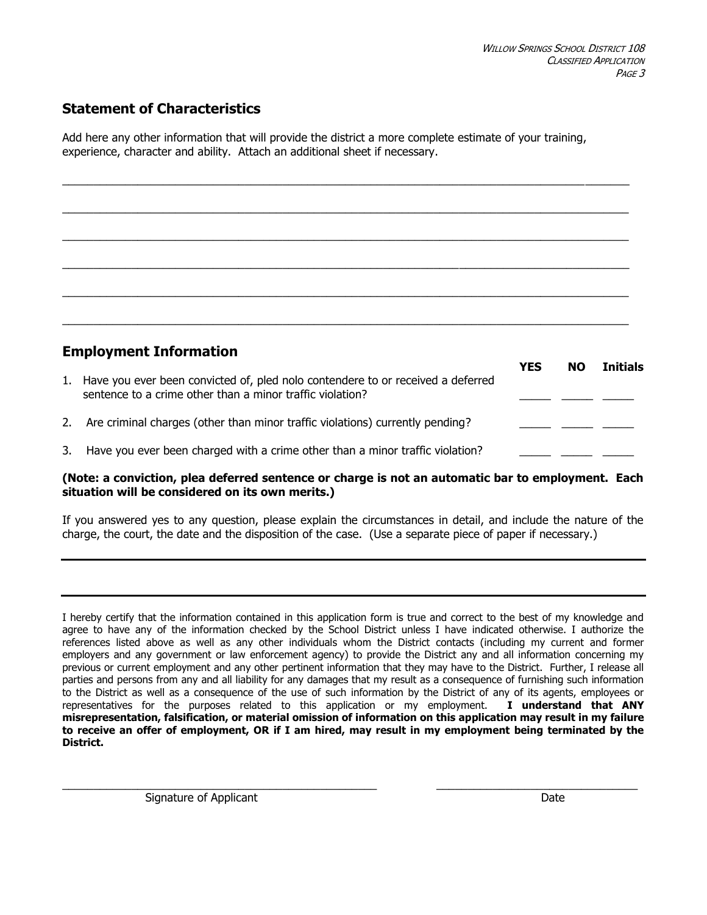## Statement of Characteristics

Add here any other information that will provide the district a more complete estimate of your training, experience, character and ability. Attach an additional sheet if necessary.

\_\_\_\_\_\_\_\_\_\_\_\_\_\_\_\_\_\_\_\_\_\_\_\_\_\_\_\_\_\_\_\_\_\_\_\_\_\_\_\_\_\_\_\_\_\_\_\_\_\_\_\_\_\_\_\_\_\_\_\_\_\_\_\_\_\_\_\_\_\_\_\_\_\_\_\_\_\_

\_\_\_\_\_\_\_\_\_\_\_\_\_\_\_\_\_\_\_\_\_\_\_\_\_\_\_\_\_\_\_\_\_\_\_\_\_\_\_\_\_\_\_\_\_\_\_\_\_\_\_\_\_\_\_\_\_\_\_\_\_\_\_\_\_\_\_\_\_\_\_\_\_\_\_\_\_\_

\_\_\_\_\_\_\_\_\_\_\_\_\_\_\_\_\_\_\_\_\_\_\_\_\_\_\_\_\_\_\_\_\_\_\_\_\_\_\_\_\_\_\_\_\_\_\_\_\_\_\_\_\_\_\_\_\_\_\_\_\_\_\_\_\_\_\_\_\_\_\_\_\_\_\_\_\_\_

\_\_\_\_\_\_\_\_\_\_\_\_\_\_\_\_\_\_\_\_\_\_\_\_\_\_\_\_\_\_\_\_\_\_\_\_\_\_\_\_\_\_\_\_\_\_\_\_\_\_\_\_\_\_\_\_\_\_\_\_\_\_\_\_\_\_\_\_\_\_\_\_\_\_\_\_\_\_

\_\_\_\_\_\_\_\_\_\_\_\_\_\_\_\_\_\_\_\_\_\_\_\_\_\_\_\_\_\_\_\_\_\_\_\_\_\_\_\_\_\_\_\_\_\_\_\_\_\_\_\_\_\_\_\_\_\_\_\_\_\_\_\_\_\_\_\_\_\_\_\_\_\_\_\_\_\_

\_\_\_\_\_\_\_\_\_\_\_\_\_\_\_\_\_\_\_\_\_\_\_\_\_\_\_\_\_\_\_\_\_\_\_\_\_\_\_\_\_\_\_\_\_\_\_\_\_\_\_\_\_\_\_\_\_\_\_\_\_\_\_\_\_\_\_\_\_\_\_\_\_\_\_\_\_\_

## Employment Information

| | YES | NO | Initials |
|---|---|---|---|
| 1. Have you ever been convicted of, pled nolo contendere to or received a deferred sentence to a crime other than a minor traffic violation? | \_\_\_\_\_ | \_\_\_\_\_ | \_\_\_\_\_ |
| 2. Are criminal charges (other than minor traffic violations) currently pending? | \_\_\_\_\_ | \_\_\_\_\_ | \_\_\_\_\_ |
| 3. Have you ever been charged with a crime other than a minor traffic violation? | \_\_\_\_\_ | \_\_\_\_\_ | \_\_\_\_\_ |

**(Note: a conviction, plea deferred sentence or charge is not an automatic bar to employment. Each situation will be considered on its own merits.)**

If you answered yes to any question, please explain the circumstances in detail, and include the nature of the charge, the court, the date and the disposition of the case. (Use a separate piece of paper if necessary.)

---

---

I hereby certify that the information contained in this application form is true and correct to the best of my knowledge and agree to have any of the information checked by the School District unless I have indicated otherwise. I authorize the references listed above as well as any other individuals whom the District contacts (including my current and former employers and any government or law enforcement agency) to provide the District any and all information concerning my previous or current employment and any other pertinent information that they may have to the District. Further, I release all parties and persons from any and all liability for any damages that my result as a consequence of furnishing such information to the District as well as a consequence of the use of such information by the District of any of its agents, employees or representatives for the purposes related to this application or my employment. **I understand that ANY misrepresentation, falsification, or material omission of information on this application may result in my failure to receive an offer of employment, OR if I am hired, may result in my employment being terminated by the District.**

\_\_\_\_\_\_\_\_\_\_\_\_\_\_\_\_\_\_\_\_\_\_\_\_\_\_\_\_\_\_\_\_\_\_\_\_\_\_\_\_\_\_\_ \_\_\_\_\_\_\_\_\_\_\_\_\_\_\_\_\_\_\_\_\_\_\_\_\_\_\_\_

Signature of Applicant Date